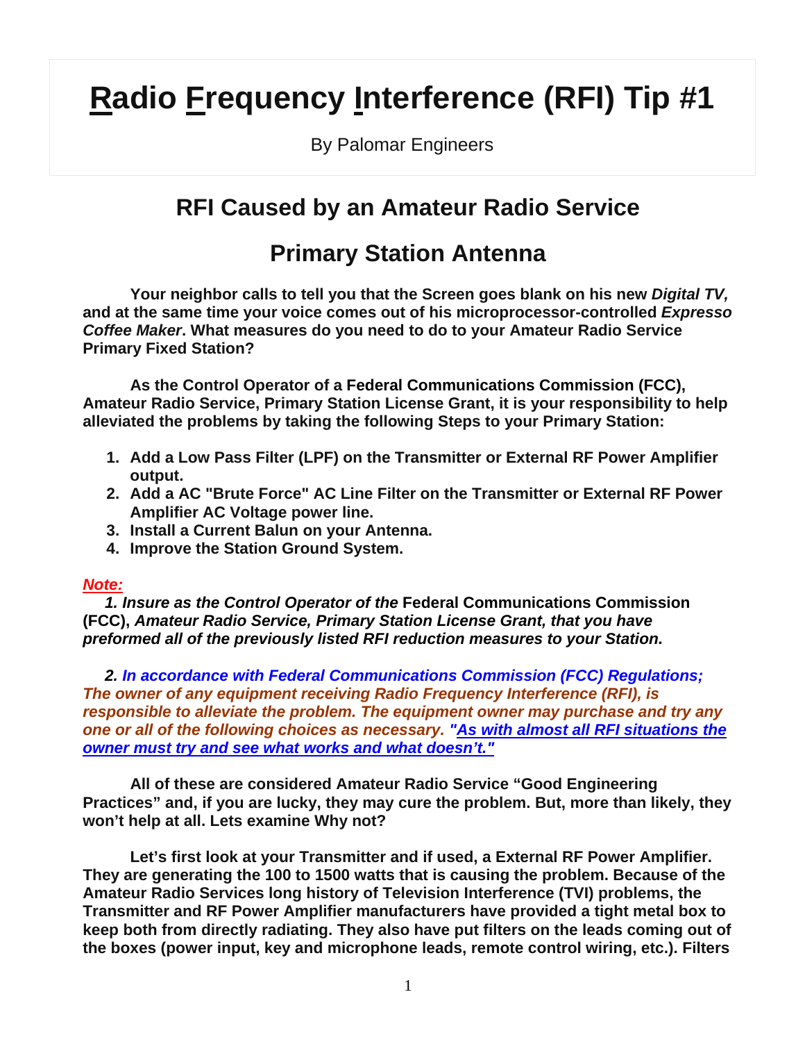# Radio Frequency Interference (RFI) Tip #1

By Palomar Engineers

## RFI Caused by an Amateur Radio Service

## Primary Station Antenna

**Your neighbor calls to tell you that the Screen goes blank on his new *Digital TV,* and at the same time your voice comes out of his microprocessor-controlled *Expresso Coffee Maker*. What measures do you need to do to your Amateur Radio Service Primary Fixed Station?**

**As the Control Operator of a Federal Communications Commission (FCC), Amateur Radio Service, Primary Station License Grant, it is your responsibility to help alleviated the problems by taking the following Steps to your Primary Station:**

1. **Add a Low Pass Filter (LPF) on the Transmitter or External RF Power Amplifier output.**
2. **Add a AC "Brute Force" AC Line Filter on the Transmitter or External RF Power Amplifier AC Voltage power line.**
3. **Install a Current Balun on your Antenna.**
4. **Improve the Station Ground System.**

***Note:***

***1. Insure as the Control Operator of the* Federal Communications Commission (FCC), *Amateur Radio Service, Primary Station License Grant, that you have preformed all of the previously listed RFI reduction measures to your Station.***

***2. In accordance with Federal Communications Commission (FCC) Regulations; The owner of any equipment receiving Radio Frequency Interference (RFI), is responsible to alleviate the problem. The equipment owner may purchase and try any one or all of the following choices as necessary. "As with almost all RFI situations the owner must try and see what works and what doesn't."***

**All of these are considered Amateur Radio Service "Good Engineering Practices" and, if you are lucky, they may cure the problem. But, more than likely, they won't help at all. Lets examine Why not?**

**Let's first look at your Transmitter and if used, a External RF Power Amplifier. They are generating the 100 to 1500 watts that is causing the problem. Because of the Amateur Radio Services long history of Television Interference (TVI) problems, the Transmitter and RF Power Amplifier manufacturers have provided a tight metal box to keep both from directly radiating. They also have put filters on the leads coming out of the boxes (power input, key and microphone leads, remote control wiring, etc.). Filters**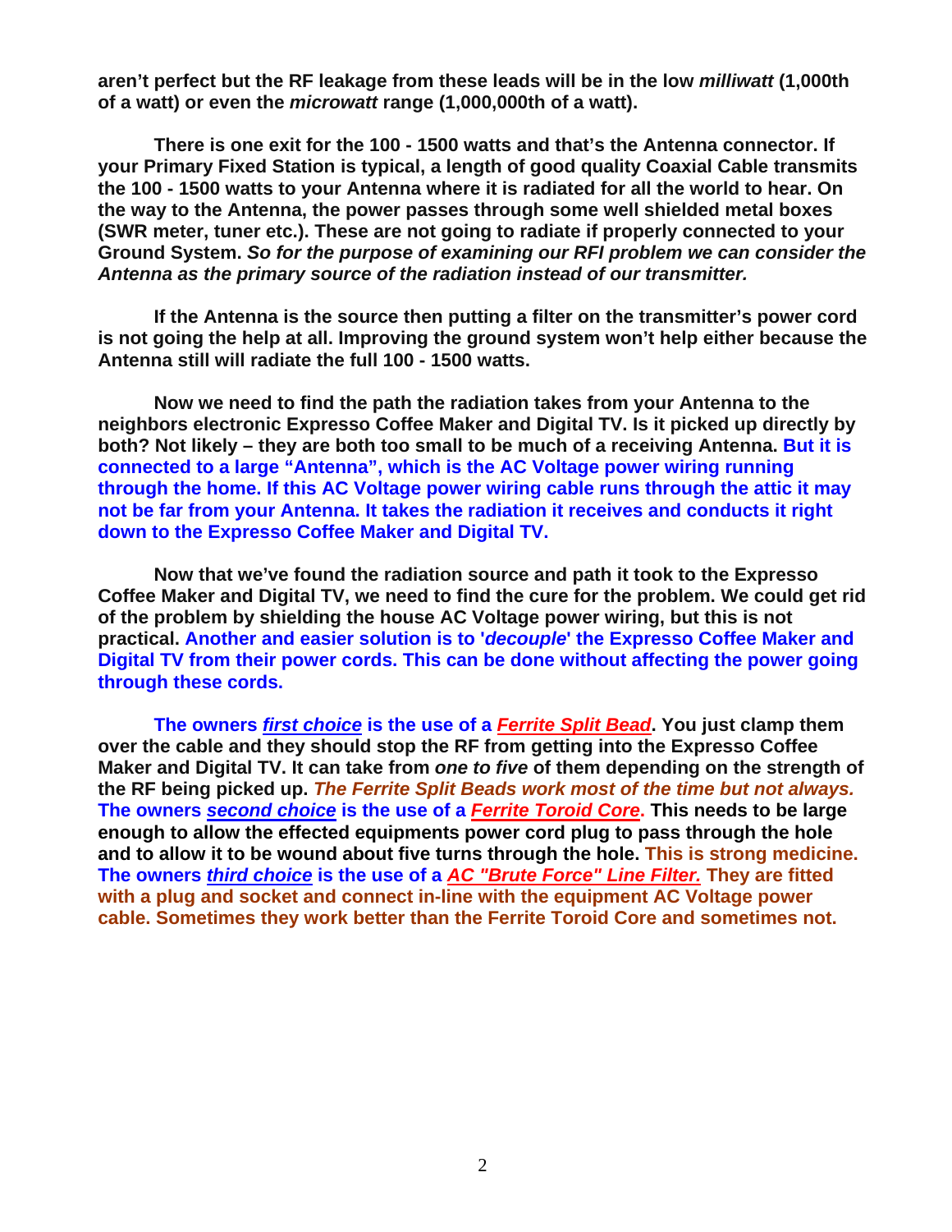**aren't perfect but the RF leakage from these leads will be in the low *milliwatt* (1,000th of a watt) or even the *microwatt* range (1,000,000th of a watt).**

**There is one exit for the 100 - 1500 watts and that's the Antenna connector. If your Primary Fixed Station is typical, a length of good quality Coaxial Cable transmits the 100 - 1500 watts to your Antenna where it is radiated for all the world to hear. On the way to the Antenna, the power passes through some well shielded metal boxes (SWR meter, tuner etc.). These are not going to radiate if properly connected to your Ground System. *So for the purpose of examining our RFI problem we can consider the Antenna as the primary source of the radiation instead of our transmitter.***

**If the Antenna is the source then putting a filter on the transmitter's power cord is not going the help at all. Improving the ground system won't help either because the Antenna still will radiate the full 100 - 1500 watts.**

**Now we need to find the path the radiation takes from your Antenna to the neighbors electronic Expresso Coffee Maker and Digital TV. Is it picked up directly by both? Not likely – they are both too small to be much of a receiving Antenna. But it is connected to a large "Antenna", which is the AC Voltage power wiring running through the home. If this AC Voltage power wiring cable runs through the attic it may not be far from your Antenna. It takes the radiation it receives and conducts it right down to the Expresso Coffee Maker and Digital TV.**

**Now that we've found the radiation source and path it took to the Expresso Coffee Maker and Digital TV, we need to find the cure for the problem. We could get rid of the problem by shielding the house AC Voltage power wiring, but this is not practical. Another and easier solution is to '*decouple*' the Expresso Coffee Maker and Digital TV from their power cords. This can be done without affecting the power going through these cords.**

**The owners *first choice* is the use of a *Ferrite Split Bead*. You just clamp them over the cable and they should stop the RF from getting into the Expresso Coffee Maker and Digital TV. It can take from *one to five* of them depending on the strength of the RF being picked up. *The Ferrite Split Beads work most of the time but not always.* The owners *second choice* is the use of a *Ferrite Toroid Core*. This needs to be large enough to allow the effected equipments power cord plug to pass through the hole and to allow it to be wound about five turns through the hole. This is strong medicine. The owners *third choice* is the use of a *AC "Brute Force" Line Filter.* They are fitted with a plug and socket and connect in-line with the equipment AC Voltage power cable. Sometimes they work better than the Ferrite Toroid Core and sometimes not.**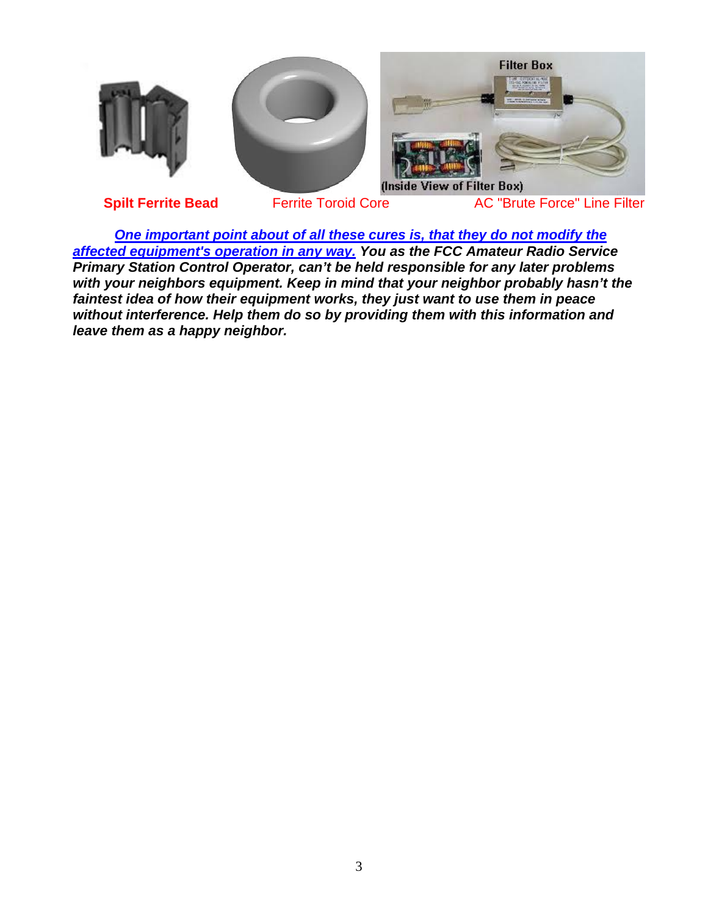Spilt Ferrite Bead    Ferrite Toroid Core    AC "Brute Force" Line Filter

***One important point about of all these cures is, that they do not modify the affected equipment's operation in any way.*** ***You as the FCC Amateur Radio Service Primary Station Control Operator, can't be held responsible for any later problems with your neighbors equipment. Keep in mind that your neighbor probably hasn't the faintest idea of how their equipment works, they just want to use them in peace without interference. Help them do so by providing them with this information and leave them as a happy neighbor.***